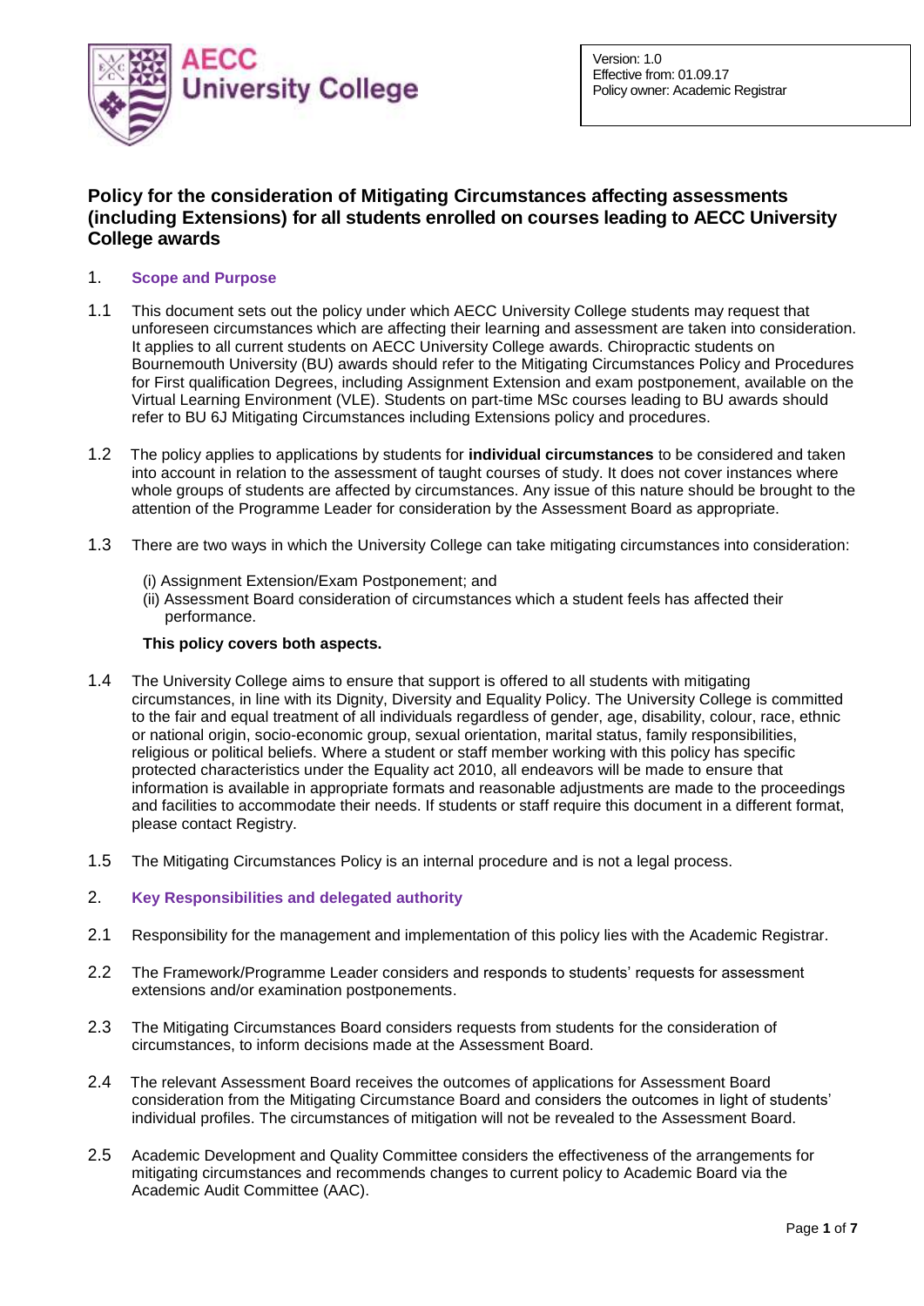AECC University College

Version: 1.0
Effective from: 01.09.17
Policy owner: Academic Registrar

# Policy for the consideration of Mitigating Circumstances affecting assessments (including Extensions) for all students enrolled on courses leading to AECC University College awards

## 1. Scope and Purpose

1.1 This document sets out the policy under which AECC University College students may request that unforeseen circumstances which are affecting their learning and assessment are taken into consideration. It applies to all current students on AECC University College awards. Chiropractic students on Bournemouth University (BU) awards should refer to the Mitigating Circumstances Policy and Procedures for First qualification Degrees, including Assignment Extension and exam postponement, available on the Virtual Learning Environment (VLE). Students on part-time MSc courses leading to BU awards should refer to BU 6J Mitigating Circumstances including Extensions policy and procedures.

1.2 The policy applies to applications by students for **individual circumstances** to be considered and taken into account in relation to the assessment of taught courses of study. It does not cover instances where whole groups of students are affected by circumstances. Any issue of this nature should be brought to the attention of the Programme Leader for consideration by the Assessment Board as appropriate.

1.3 There are two ways in which the University College can take mitigating circumstances into consideration:

(i) Assignment Extension/Exam Postponement; and
(ii) Assessment Board consideration of circumstances which a student feels has affected their performance.

**This policy covers both aspects.**

1.4 The University College aims to ensure that support is offered to all students with mitigating circumstances, in line with its Dignity, Diversity and Equality Policy. The University College is committed to the fair and equal treatment of all individuals regardless of gender, age, disability, colour, race, ethnic or national origin, socio-economic group, sexual orientation, marital status, family responsibilities, religious or political beliefs. Where a student or staff member working with this policy has specific protected characteristics under the Equality act 2010, all endeavors will be made to ensure that information is available in appropriate formats and reasonable adjustments are made to the proceedings and facilities to accommodate their needs. If students or staff require this document in a different format, please contact Registry.

1.5 The Mitigating Circumstances Policy is an internal procedure and is not a legal process.

## 2. Key Responsibilities and delegated authority

2.1 Responsibility for the management and implementation of this policy lies with the Academic Registrar.

2.2 The Framework/Programme Leader considers and responds to students' requests for assessment extensions and/or examination postponements.

2.3 The Mitigating Circumstances Board considers requests from students for the consideration of circumstances, to inform decisions made at the Assessment Board.

2.4 The relevant Assessment Board receives the outcomes of applications for Assessment Board consideration from the Mitigating Circumstance Board and considers the outcomes in light of students' individual profiles. The circumstances of mitigation will not be revealed to the Assessment Board.

2.5 Academic Development and Quality Committee considers the effectiveness of the arrangements for mitigating circumstances and recommends changes to current policy to Academic Board via the Academic Audit Committee (AAC).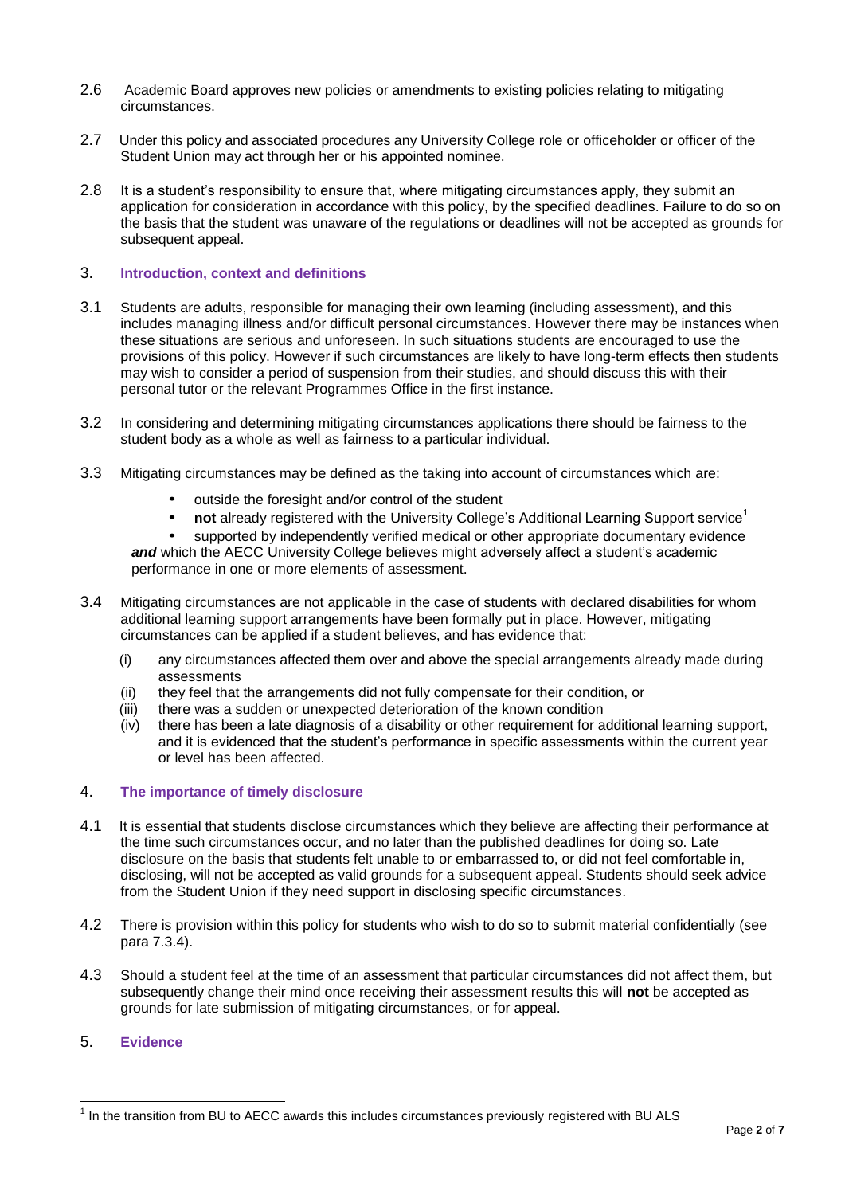2.6 Academic Board approves new policies or amendments to existing policies relating to mitigating circumstances.

2.7 Under this policy and associated procedures any University College role or officeholder or officer of the Student Union may act through her or his appointed nominee.

2.8 It is a student's responsibility to ensure that, where mitigating circumstances apply, they submit an application for consideration in accordance with this policy, by the specified deadlines. Failure to do so on the basis that the student was unaware of the regulations or deadlines will not be accepted as grounds for subsequent appeal.

## 3. Introduction, context and definitions

3.1 Students are adults, responsible for managing their own learning (including assessment), and this includes managing illness and/or difficult personal circumstances. However there may be instances when these situations are serious and unforeseen. In such situations students are encouraged to use the provisions of this policy. However if such circumstances are likely to have long-term effects then students may wish to consider a period of suspension from their studies, and should discuss this with their personal tutor or the relevant Programmes Office in the first instance.

3.2 In considering and determining mitigating circumstances applications there should be fairness to the student body as a whole as well as fairness to a particular individual.

3.3 Mitigating circumstances may be defined as the taking into account of circumstances which are:

- outside the foresight and/or control of the student
- **not** already registered with the University College's Additional Learning Support service[1]
- supported by independently verified medical or other appropriate documentary evidence

***and*** which the AECC University College believes might adversely affect a student's academic performance in one or more elements of assessment.

3.4 Mitigating circumstances are not applicable in the case of students with declared disabilities for whom additional learning support arrangements have been formally put in place. However, mitigating circumstances can be applied if a student believes, and has evidence that:

(i) any circumstances affected them over and above the special arrangements already made during assessments
(ii) they feel that the arrangements did not fully compensate for their condition, or
(iii) there was a sudden or unexpected deterioration of the known condition
(iv) there has been a late diagnosis of a disability or other requirement for additional learning support, and it is evidenced that the student's performance in specific assessments within the current year or level has been affected.

## 4. The importance of timely disclosure

4.1 It is essential that students disclose circumstances which they believe are affecting their performance at the time such circumstances occur, and no later than the published deadlines for doing so. Late disclosure on the basis that students felt unable to or embarrassed to, or did not feel comfortable in, disclosing, will not be accepted as valid grounds for a subsequent appeal. Students should seek advice from the Student Union if they need support in disclosing specific circumstances.

4.2 There is provision within this policy for students who wish to do so to submit material confidentially (see para 7.3.4).

4.3 Should a student feel at the time of an assessment that particular circumstances did not affect them, but subsequently change their mind once receiving their assessment results this will **not** be accepted as grounds for late submission of mitigating circumstances, or for appeal.

## 5. Evidence

[1] In the transition from BU to AECC awards this includes circumstances previously registered with BU ALS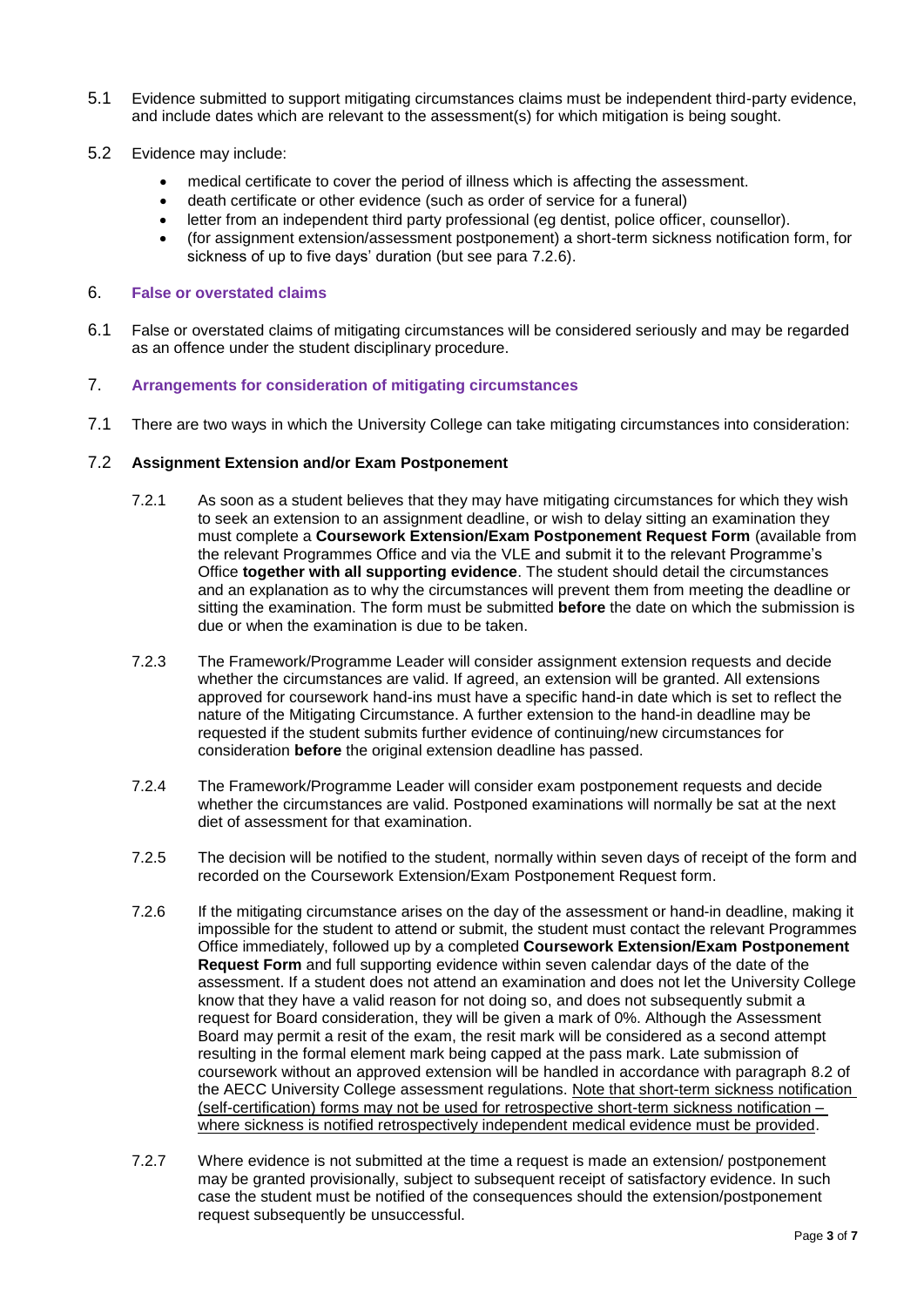5.1 Evidence submitted to support mitigating circumstances claims must be independent third-party evidence, and include dates which are relevant to the assessment(s) for which mitigation is being sought.

5.2 Evidence may include:

- medical certificate to cover the period of illness which is affecting the assessment.
- death certificate or other evidence (such as order of service for a funeral)
- letter from an independent third party professional (eg dentist, police officer, counsellor).
- (for assignment extension/assessment postponement) a short-term sickness notification form, for sickness of up to five days' duration (but see para 7.2.6).

## 6. False or overstated claims

6.1 False or overstated claims of mitigating circumstances will be considered seriously and may be regarded as an offence under the student disciplinary procedure.

## 7. Arrangements for consideration of mitigating circumstances

7.1 There are two ways in which the University College can take mitigating circumstances into consideration:

### 7.2 Assignment Extension and/or Exam Postponement

7.2.1 As soon as a student believes that they may have mitigating circumstances for which they wish to seek an extension to an assignment deadline, or wish to delay sitting an examination they must complete a **Coursework Extension/Exam Postponement Request Form** (available from the relevant Programmes Office and via the VLE and submit it to the relevant Programme's Office **together with all supporting evidence**. The student should detail the circumstances and an explanation as to why the circumstances will prevent them from meeting the deadline or sitting the examination. The form must be submitted **before** the date on which the submission is due or when the examination is due to be taken.

7.2.3 The Framework/Programme Leader will consider assignment extension requests and decide whether the circumstances are valid. If agreed, an extension will be granted. All extensions approved for coursework hand-ins must have a specific hand-in date which is set to reflect the nature of the Mitigating Circumstance. A further extension to the hand-in deadline may be requested if the student submits further evidence of continuing/new circumstances for consideration **before** the original extension deadline has passed.

7.2.4 The Framework/Programme Leader will consider exam postponement requests and decide whether the circumstances are valid. Postponed examinations will normally be sat at the next diet of assessment for that examination.

7.2.5 The decision will be notified to the student, normally within seven days of receipt of the form and recorded on the Coursework Extension/Exam Postponement Request form.

7.2.6 If the mitigating circumstance arises on the day of the assessment or hand-in deadline, making it impossible for the student to attend or submit, the student must contact the relevant Programmes Office immediately, followed up by a completed **Coursework Extension/Exam Postponement Request Form** and full supporting evidence within seven calendar days of the date of the assessment. If a student does not attend an examination and does not let the University College know that they have a valid reason for not doing so, and does not subsequently submit a request for Board consideration, they will be given a mark of 0%. Although the Assessment Board may permit a resit of the exam, the resit mark will be considered as a second attempt resulting in the formal element mark being capped at the pass mark. Late submission of coursework without an approved extension will be handled in accordance with paragraph 8.2 of the AECC University College assessment regulations. <u>Note that short-term sickness notification (self-certification) forms may not be used for retrospective short-term sickness notification – where sickness is notified retrospectively independent medical evidence must be provided</u>.

7.2.7 Where evidence is not submitted at the time a request is made an extension/ postponement may be granted provisionally, subject to subsequent receipt of satisfactory evidence. In such case the student must be notified of the consequences should the extension/postponement request subsequently be unsuccessful.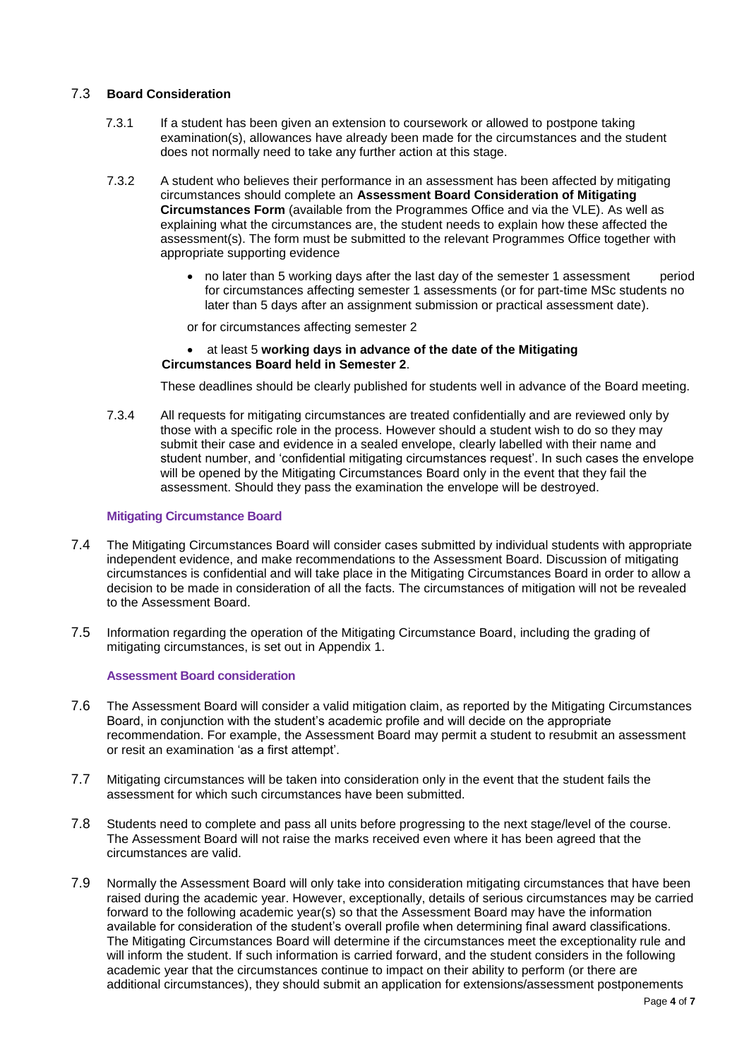### 7.3 Board Consideration

7.3.1 If a student has been given an extension to coursework or allowed to postpone taking examination(s), allowances have already been made for the circumstances and the student does not normally need to take any further action at this stage.

7.3.2 A student who believes their performance in an assessment has been affected by mitigating circumstances should complete an **Assessment Board Consideration of Mitigating Circumstances Form** (available from the Programmes Office and via the VLE). As well as explaining what the circumstances are, the student needs to explain how these affected the assessment(s). The form must be submitted to the relevant Programmes Office together with appropriate supporting evidence

- no later than 5 working days after the last day of the semester 1 assessment period for circumstances affecting semester 1 assessments (or for part-time MSc students no later than 5 days after an assignment submission or practical assessment date).

or for circumstances affecting semester 2

- at least 5 **working days in advance of the date of the Mitigating Circumstances Board held in Semester 2**.

These deadlines should be clearly published for students well in advance of the Board meeting.

7.3.4 All requests for mitigating circumstances are treated confidentially and are reviewed only by those with a specific role in the process. However should a student wish to do so they may submit their case and evidence in a sealed envelope, clearly labelled with their name and student number, and 'confidential mitigating circumstances request'. In such cases the envelope will be opened by the Mitigating Circumstances Board only in the event that they fail the assessment. Should they pass the examination the envelope will be destroyed.

#### Mitigating Circumstance Board

7.4 The Mitigating Circumstances Board will consider cases submitted by individual students with appropriate independent evidence, and make recommendations to the Assessment Board. Discussion of mitigating circumstances is confidential and will take place in the Mitigating Circumstances Board in order to allow a decision to be made in consideration of all the facts. The circumstances of mitigation will not be revealed to the Assessment Board.

7.5 Information regarding the operation of the Mitigating Circumstance Board, including the grading of mitigating circumstances, is set out in Appendix 1.

#### Assessment Board consideration

7.6 The Assessment Board will consider a valid mitigation claim, as reported by the Mitigating Circumstances Board, in conjunction with the student's academic profile and will decide on the appropriate recommendation. For example, the Assessment Board may permit a student to resubmit an assessment or resit an examination 'as a first attempt'.

7.7 Mitigating circumstances will be taken into consideration only in the event that the student fails the assessment for which such circumstances have been submitted.

7.8 Students need to complete and pass all units before progressing to the next stage/level of the course. The Assessment Board will not raise the marks received even where it has been agreed that the circumstances are valid.

7.9 Normally the Assessment Board will only take into consideration mitigating circumstances that have been raised during the academic year. However, exceptionally, details of serious circumstances may be carried forward to the following academic year(s) so that the Assessment Board may have the information available for consideration of the student's overall profile when determining final award classifications. The Mitigating Circumstances Board will determine if the circumstances meet the exceptionality rule and will inform the student. If such information is carried forward, and the student considers in the following academic year that the circumstances continue to impact on their ability to perform (or there are additional circumstances), they should submit an application for extensions/assessment postponements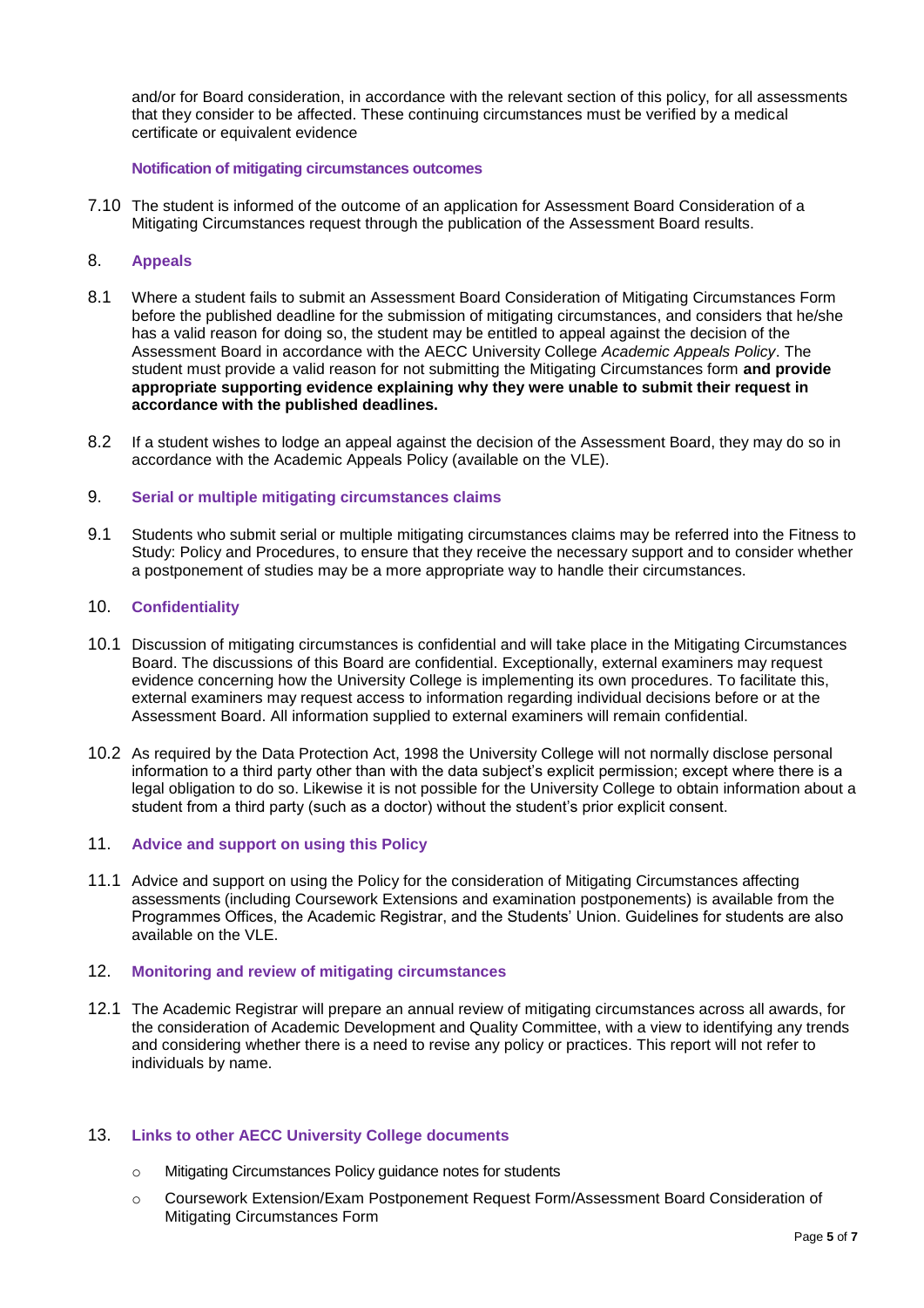and/or for Board consideration, in accordance with the relevant section of this policy, for all assessments that they consider to be affected. These continuing circumstances must be verified by a medical certificate or equivalent evidence

#### Notification of mitigating circumstances outcomes

7.10 The student is informed of the outcome of an application for Assessment Board Consideration of a Mitigating Circumstances request through the publication of the Assessment Board results.

## 8. Appeals

8.1 Where a student fails to submit an Assessment Board Consideration of Mitigating Circumstances Form before the published deadline for the submission of mitigating circumstances, and considers that he/she has a valid reason for doing so, the student may be entitled to appeal against the decision of the Assessment Board in accordance with the AECC University College *Academic Appeals Policy*. The student must provide a valid reason for not submitting the Mitigating Circumstances form **and provide appropriate supporting evidence explaining why they were unable to submit their request in accordance with the published deadlines.**

8.2 If a student wishes to lodge an appeal against the decision of the Assessment Board, they may do so in accordance with the Academic Appeals Policy (available on the VLE).

## 9. Serial or multiple mitigating circumstances claims

9.1 Students who submit serial or multiple mitigating circumstances claims may be referred into the Fitness to Study: Policy and Procedures, to ensure that they receive the necessary support and to consider whether a postponement of studies may be a more appropriate way to handle their circumstances.

## 10. Confidentiality

10.1 Discussion of mitigating circumstances is confidential and will take place in the Mitigating Circumstances Board. The discussions of this Board are confidential. Exceptionally, external examiners may request evidence concerning how the University College is implementing its own procedures. To facilitate this, external examiners may request access to information regarding individual decisions before or at the Assessment Board. All information supplied to external examiners will remain confidential.

10.2 As required by the Data Protection Act, 1998 the University College will not normally disclose personal information to a third party other than with the data subject's explicit permission; except where there is a legal obligation to do so. Likewise it is not possible for the University College to obtain information about a student from a third party (such as a doctor) without the student's prior explicit consent.

## 11. Advice and support on using this Policy

11.1 Advice and support on using the Policy for the consideration of Mitigating Circumstances affecting assessments (including Coursework Extensions and examination postponements) is available from the Programmes Offices, the Academic Registrar, and the Students' Union. Guidelines for students are also available on the VLE.

## 12. Monitoring and review of mitigating circumstances

12.1 The Academic Registrar will prepare an annual review of mitigating circumstances across all awards, for the consideration of Academic Development and Quality Committee, with a view to identifying any trends and considering whether there is a need to revise any policy or practices. This report will not refer to individuals by name.

## 13. Links to other AECC University College documents

- Mitigating Circumstances Policy guidance notes for students
- Coursework Extension/Exam Postponement Request Form/Assessment Board Consideration of Mitigating Circumstances Form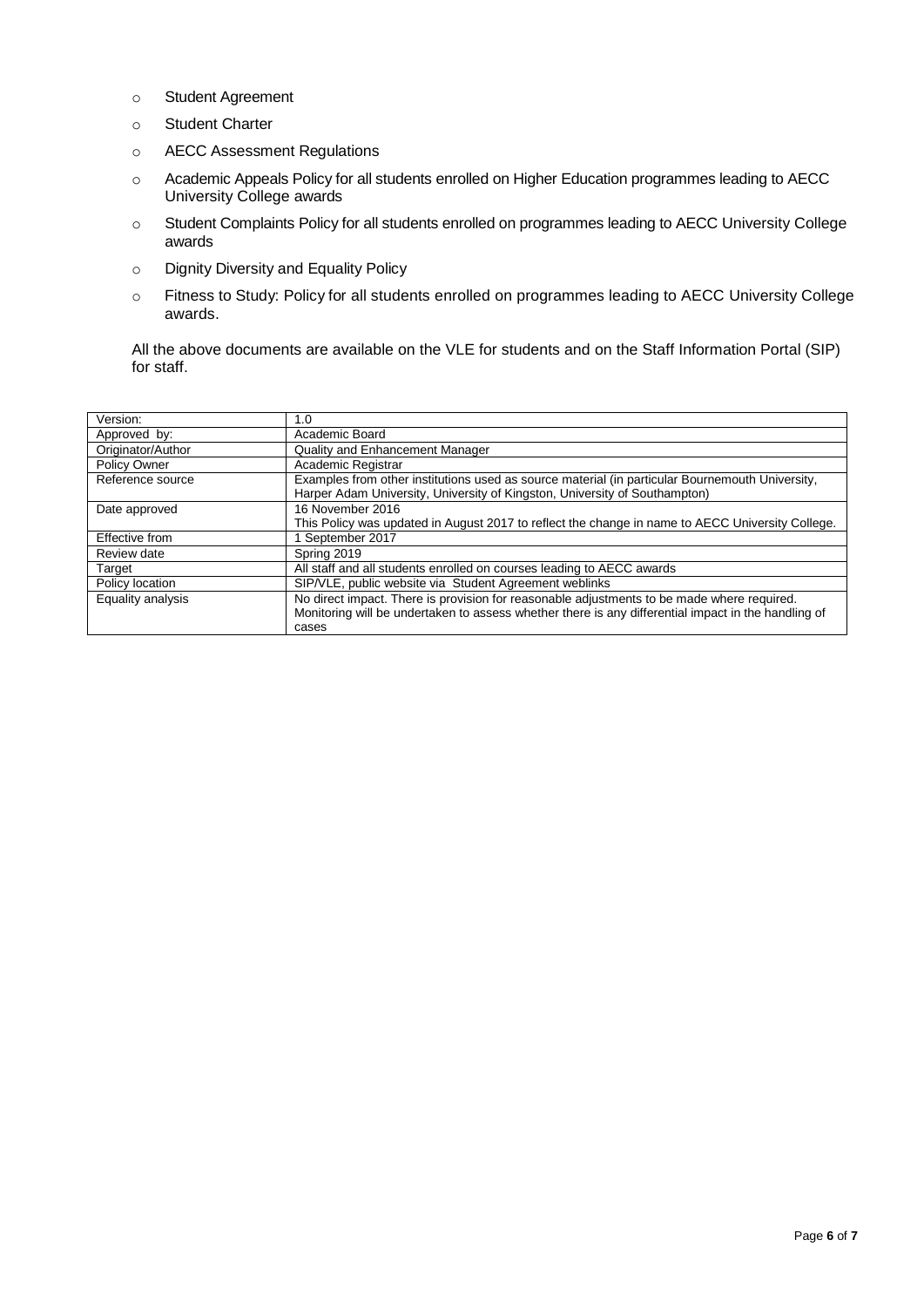- Student Agreement
- Student Charter
- AECC Assessment Regulations
- Academic Appeals Policy for all students enrolled on Higher Education programmes leading to AECC University College awards
- Student Complaints Policy for all students enrolled on programmes leading to AECC University College awards
- Dignity Diversity and Equality Policy
- Fitness to Study: Policy for all students enrolled on programmes leading to AECC University College awards.

All the above documents are available on the VLE for students and on the Staff Information Portal (SIP) for staff.

| Version: | 1.0 |
|---|---|
| Approved by: | Academic Board |
| Originator/Author | Quality and Enhancement Manager |
| Policy Owner | Academic Registrar |
| Reference source | Examples from other institutions used as source material (in particular Bournemouth University, Harper Adam University, University of Kingston, University of Southampton) |
| Date approved | 16 November 2016<br>This Policy was updated in August 2017 to reflect the change in name to AECC University College. |
| Effective from | 1 September 2017 |
| Review date | Spring 2019 |
| Target | All staff and all students enrolled on courses leading to AECC awards |
| Policy location | SIP/VLE, public website via Student Agreement weblinks |
| Equality analysis | No direct impact. There is provision for reasonable adjustments to be made where required. Monitoring will be undertaken to assess whether there is any differential impact in the handling of cases |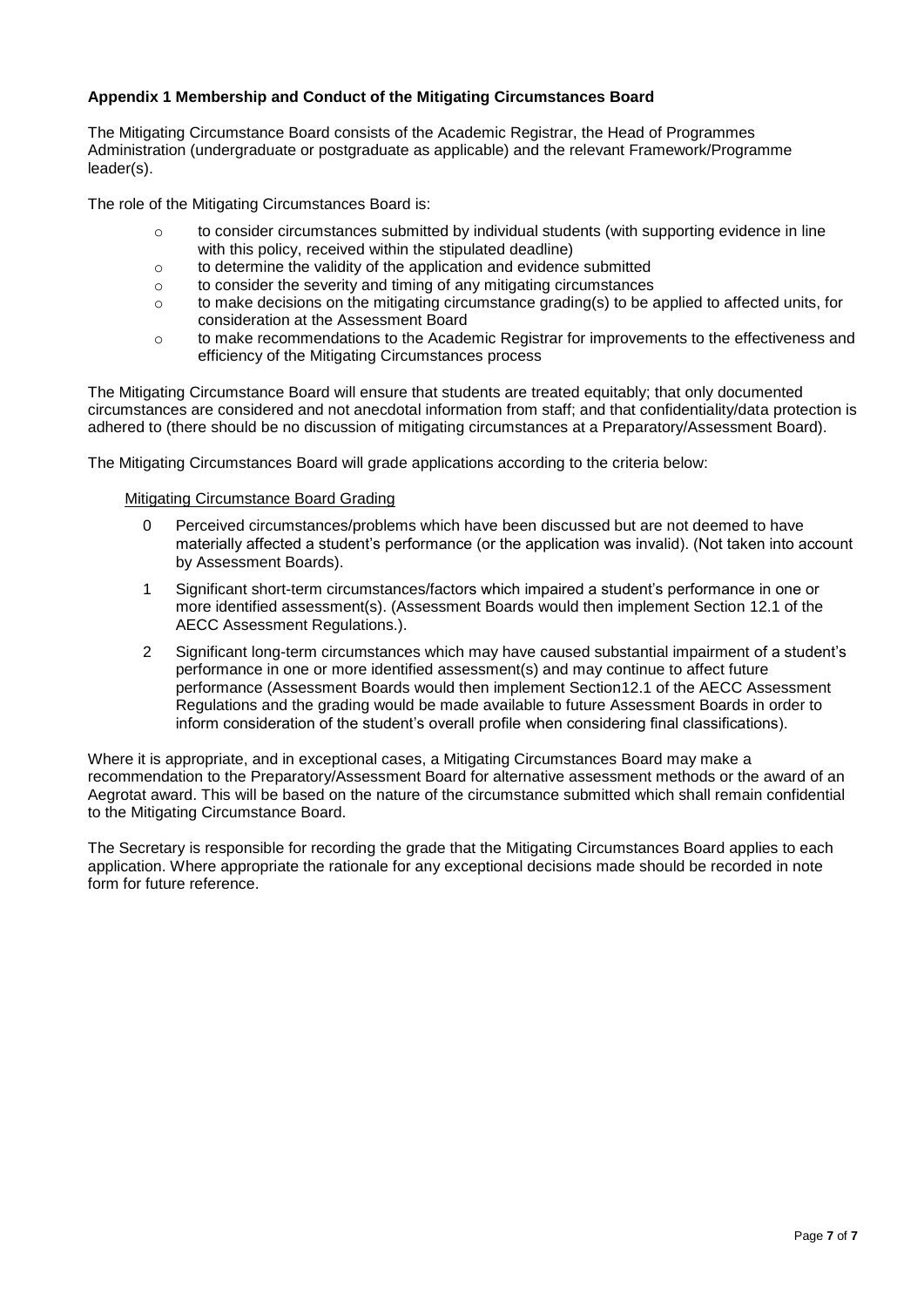**Appendix 1 Membership and Conduct of the Mitigating Circumstances Board**

The Mitigating Circumstance Board consists of the Academic Registrar, the Head of Programmes Administration (undergraduate or postgraduate as applicable) and the relevant Framework/Programme leader(s).

The role of the Mitigating Circumstances Board is:

- to consider circumstances submitted by individual students (with supporting evidence in line with this policy, received within the stipulated deadline)
- to determine the validity of the application and evidence submitted
- to consider the severity and timing of any mitigating circumstances
- to make decisions on the mitigating circumstance grading(s) to be applied to affected units, for consideration at the Assessment Board
- to make recommendations to the Academic Registrar for improvements to the effectiveness and efficiency of the Mitigating Circumstances process

The Mitigating Circumstance Board will ensure that students are treated equitably; that only documented circumstances are considered and not anecdotal information from staff; and that confidentiality/data protection is adhered to (there should be no discussion of mitigating circumstances at a Preparatory/Assessment Board).

The Mitigating Circumstances Board will grade applications according to the criteria below:

<u>Mitigating Circumstance Board Grading</u>

0 Perceived circumstances/problems which have been discussed but are not deemed to have materially affected a student's performance (or the application was invalid). (Not taken into account by Assessment Boards).

1 Significant short-term circumstances/factors which impaired a student's performance in one or more identified assessment(s). (Assessment Boards would then implement Section 12.1 of the AECC Assessment Regulations.).

2 Significant long-term circumstances which may have caused substantial impairment of a student's performance in one or more identified assessment(s) and may continue to affect future performance (Assessment Boards would then implement Section12.1 of the AECC Assessment Regulations and the grading would be made available to future Assessment Boards in order to inform consideration of the student's overall profile when considering final classifications).

Where it is appropriate, and in exceptional cases, a Mitigating Circumstances Board may make a recommendation to the Preparatory/Assessment Board for alternative assessment methods or the award of an Aegrotat award. This will be based on the nature of the circumstance submitted which shall remain confidential to the Mitigating Circumstance Board.

The Secretary is responsible for recording the grade that the Mitigating Circumstances Board applies to each application. Where appropriate the rationale for any exceptional decisions made should be recorded in note form for future reference.